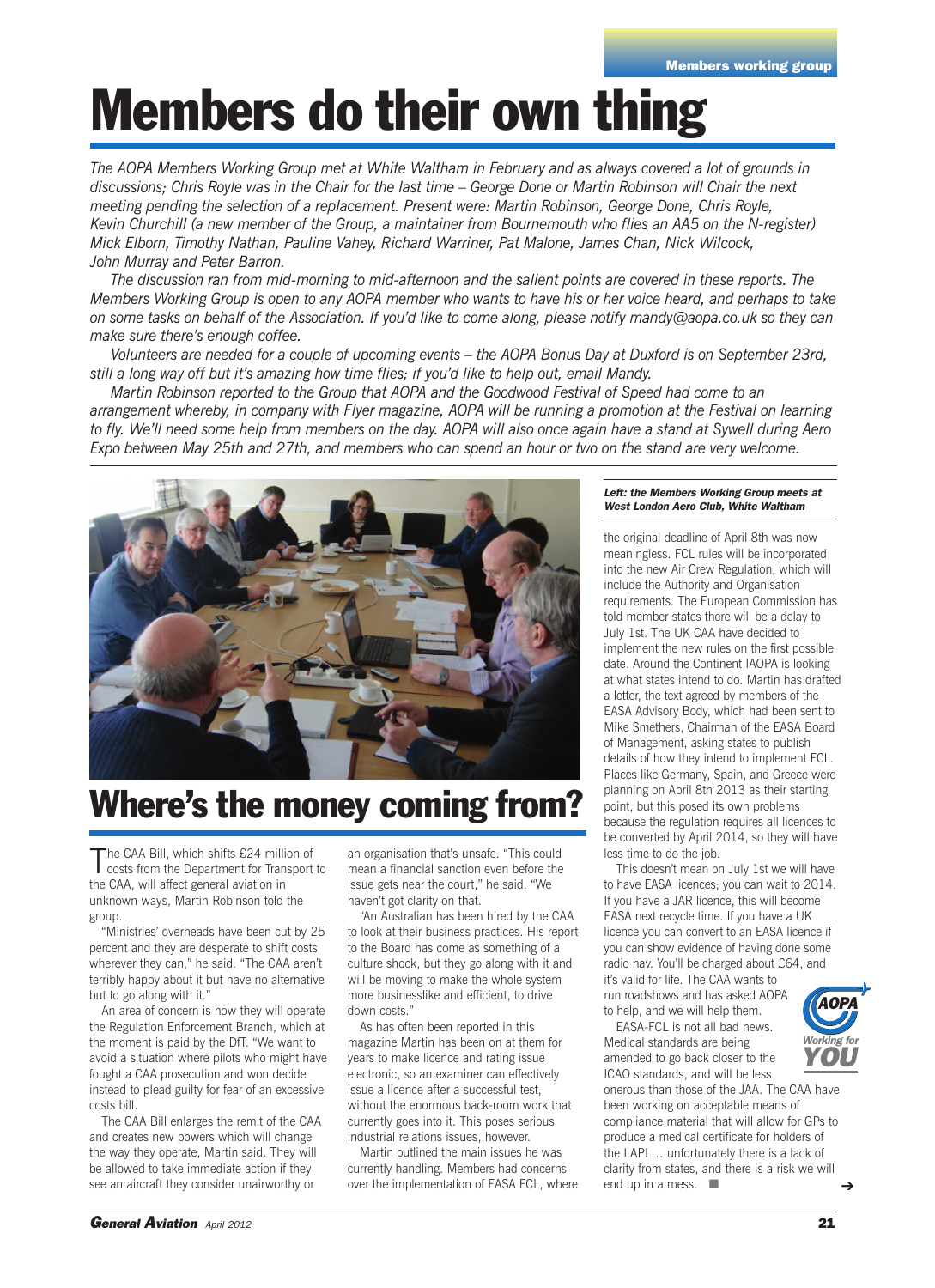# Members do their own thing

*The AOPA Members Working Group met at White Waltham in February and as always covered a lot of grounds in discussions; Chris Royle was in the Chair for the last time – George Done or Martin Robinson will Chair the next meeting pending the selection of a replacement. Present were: Martin Robinson, George Done, Chris Royle, Kevin Churchill (a new member of the Group, a maintainer from Bournemouth who flies an AA5 on the N-register) Mick Elborn, Timothy Nathan, Pauline Vahey, Richard Warriner, Pat Malone, James Chan, Nick Wilcock, John Murray and Peter Barron.*

*The discussion ran from mid-morning to mid-afternoon and the salient points are covered in these reports. The Members Working Group is open to any AOPA member who wants to have his or her voice heard, and perhaps to take on some tasks on behalf of the Association. If you'd like to come along, please notify mandy@aopa.co.uk so they can make sure there's enough coffee.*

*Volunteers are needed for a couple of upcoming events – the AOPA Bonus Day at Duxford is on September 23rd, still a long way off but it's amazing how time flies; if you'd like to help out, email Mandy.*

*Martin Robinson reported to the Group that AOPA and the Goodwood Festival of Speed had come to an arrangement whereby, in company with Flyer magazine, AOPA will be running a promotion at the Festival on learning to fly. We'll need some help from members on the day. AOPA will also once again have a stand at Sywell during Aero Expo between May 25th and 27th, and members who can spend an hour or two on the stand are very welcome.*

***Left: the Members Working Group meets at West London Aero Club, White Waltham***

## Where's the money coming from?

The CAA Bill, which shifts £24 million of costs from the Department for Transport to the CAA, will affect general aviation in unknown ways, Martin Robinson told the group.

"Ministries' overheads have been cut by 25 percent and they are desperate to shift costs wherever they can," he said. "The CAA aren't terribly happy about it but have no alternative but to go along with it."

An area of concern is how they will operate the Regulation Enforcement Branch, which at the moment is paid by the DfT. "We want to avoid a situation where pilots who might have fought a CAA prosecution and won decide instead to plead guilty for fear of an excessive costs bill.

The CAA Bill enlarges the remit of the CAA and creates new powers which will change the way they operate, Martin said. They will be allowed to take immediate action if they see an aircraft they consider unairworthy or an organisation that's unsafe. "This could mean a financial sanction even before the issue gets near the court," he said. "We haven't got clarity on that.

"An Australian has been hired by the CAA to look at their business practices. His report to the Board has come as something of a culture shock, but they go along with it and will be moving to make the whole system more businesslike and efficient, to drive down costs."

As has often been reported in this magazine Martin has been on at them for years to make licence and rating issue electronic, so an examiner can effectively issue a licence after a successful test, without the enormous back-room work that currently goes into it. This poses serious industrial relations issues, however.

Martin outlined the main issues he was currently handling. Members had concerns over the implementation of EASA FCL, where the original deadline of April 8th was now meaningless. FCL rules will be incorporated into the new Air Crew Regulation, which will include the Authority and Organisation requirements. The European Commission has told member states there will be a delay to July 1st. The UK CAA have decided to implement the new rules on the first possible date. Around the Continent IAOPA is looking at what states intend to do. Martin has drafted a letter, the text agreed by members of the EASA Advisory Body, which had been sent to Mike Smethers, Chairman of the EASA Board of Management, asking states to publish details of how they intend to implement FCL. Places like Germany, Spain, and Greece were planning on April 8th 2013 as their starting point, but this posed its own problems because the regulation requires all licences to be converted by April 2014, so they will have less time to do the job.

This doesn't mean on July 1st we will have to have EASA licences; you can wait to 2014. If you have a JAR licence, this will become EASA next recycle time. If you have a UK licence you can convert to an EASA licence if you can show evidence of having done some radio nav. You'll be charged about £64, and it's valid for life. The CAA wants to run roadshows and has asked AOPA to help, and we will help them.

EASA-FCL is not all bad news. Medical standards are being amended to go back closer to the ICAO standards, and will be less onerous than those of the JAA. The CAA have been working on acceptable means of compliance material that will allow for GPs to produce a medical certificate for holders of the LAPL… unfortunately there is a lack of clarity from states, and there is a risk we will end up in a mess. ■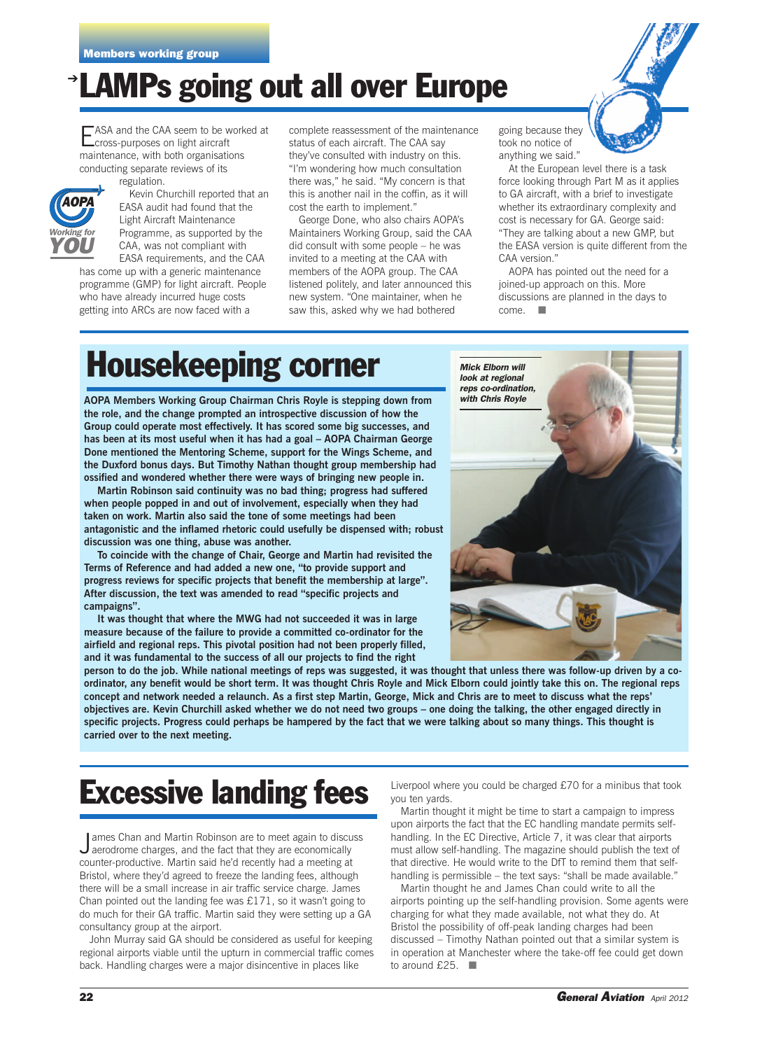Members working group

# LAMPs going out all over Europe

EASA and the CAA seem to be worked at cross-purposes on light aircraft maintenance, with both organisations conducting separate reviews of its regulation.

Kevin Churchill reported that an EASA audit had found that the Light Aircraft Maintenance Programme, as supported by the CAA, was not compliant with EASA requirements, and the CAA has come up with a generic maintenance programme (GMP) for light aircraft. People who have already incurred huge costs getting into ARCs are now faced with a complete reassessment of the maintenance status of each aircraft. The CAA say they've consulted with industry on this. "I'm wondering how much consultation there was," he said. "My concern is that this is another nail in the coffin, as it will cost the earth to implement."

George Done, who also chairs AOPA's Maintainers Working Group, said the CAA did consult with some people – he was invited to a meeting at the CAA with members of the AOPA group. The CAA listened politely, and later announced this new system. "One maintainer, when he saw this, asked why we had bothered going because they took no notice of anything we said."

At the European level there is a task force looking through Part M as it applies to GA aircraft, with a brief to investigate whether its extraordinary complexity and cost is necessary for GA. George said: "They are talking about a new GMP, but the EASA version is quite different from the CAA version."

AOPA has pointed out the need for a joined-up approach on this. More discussions are planned in the days to come. ■

# Housekeeping corner

**AOPA Members Working Group Chairman Chris Royle is stepping down from the role, and the change prompted an introspective discussion of how the Group could operate most effectively. It has scored some big successes, and has been at its most useful when it has had a goal – AOPA Chairman George Done mentioned the Mentoring Scheme, support for the Wings Scheme, and the Duxford bonus days. But Timothy Nathan thought group membership had ossified and wondered whether there were ways of bringing new people in.**

**Martin Robinson said continuity was no bad thing; progress had suffered when people popped in and out of involvement, especially when they had taken on work. Martin also said the tone of some meetings had been antagonistic and the inflamed rhetoric could usefully be dispensed with; robust discussion was one thing, abuse was another.**

**To coincide with the change of Chair, George and Martin had revisited the Terms of Reference and had added a new one, "to provide support and progress reviews for specific projects that benefit the membership at large". After discussion, the text was amended to read "specific projects and campaigns".**

**It was thought that where the MWG had not succeeded it was in large measure because of the failure to provide a committed co-ordinator for the airfield and regional reps. This pivotal position had not been properly filled, and it was fundamental to the success of all our projects to find the right person to do the job. While national meetings of reps was suggested, it was thought that unless there was follow-up driven by a co-ordinator, any benefit would be short term. It was thought Chris Royle and Mick Elborn could jointly take this on. The regional reps concept and network needed a relaunch. As a first step Martin, George, Mick and Chris are to meet to discuss what the reps' objectives are. Kevin Churchill asked whether we do not need two groups – one doing the talking, the other engaged directly in specific projects. Progress could perhaps be hampered by the fact that we were talking about so many things. This thought is carried over to the next meeting.**

*Mick Elborn will look at regional reps co-ordination, with Chris Royle*

# Excessive landing fees

James Chan and Martin Robinson are to meet again to discuss aerodrome charges, and the fact that they are economically counter-productive. Martin said he'd recently had a meeting at Bristol, where they'd agreed to freeze the landing fees, although there will be a small increase in air traffic service charge. James Chan pointed out the landing fee was £171, so it wasn't going to do much for their GA traffic. Martin said they were setting up a GA consultancy group at the airport.

John Murray said GA should be considered as useful for keeping regional airports viable until the upturn in commercial traffic comes back. Handling charges were a major disincentive in places like Liverpool where you could be charged £70 for a minibus that took you ten yards.

Martin thought it might be time to start a campaign to impress upon airports the fact that the EC handling mandate permits self-handling. In the EC Directive, Article 7, it was clear that airports must allow self-handling. The magazine should publish the text of that directive. He would write to the DfT to remind them that self-handling is permissible – the text says: "shall be made available."

Martin thought he and James Chan could write to all the airports pointing up the self-handling provision. Some agents were charging for what they made available, not what they do. At Bristol the possibility of off-peak landing charges had been discussed – Timothy Nathan pointed out that a similar system is in operation at Manchester where the take-off fee could get down to around £25. ■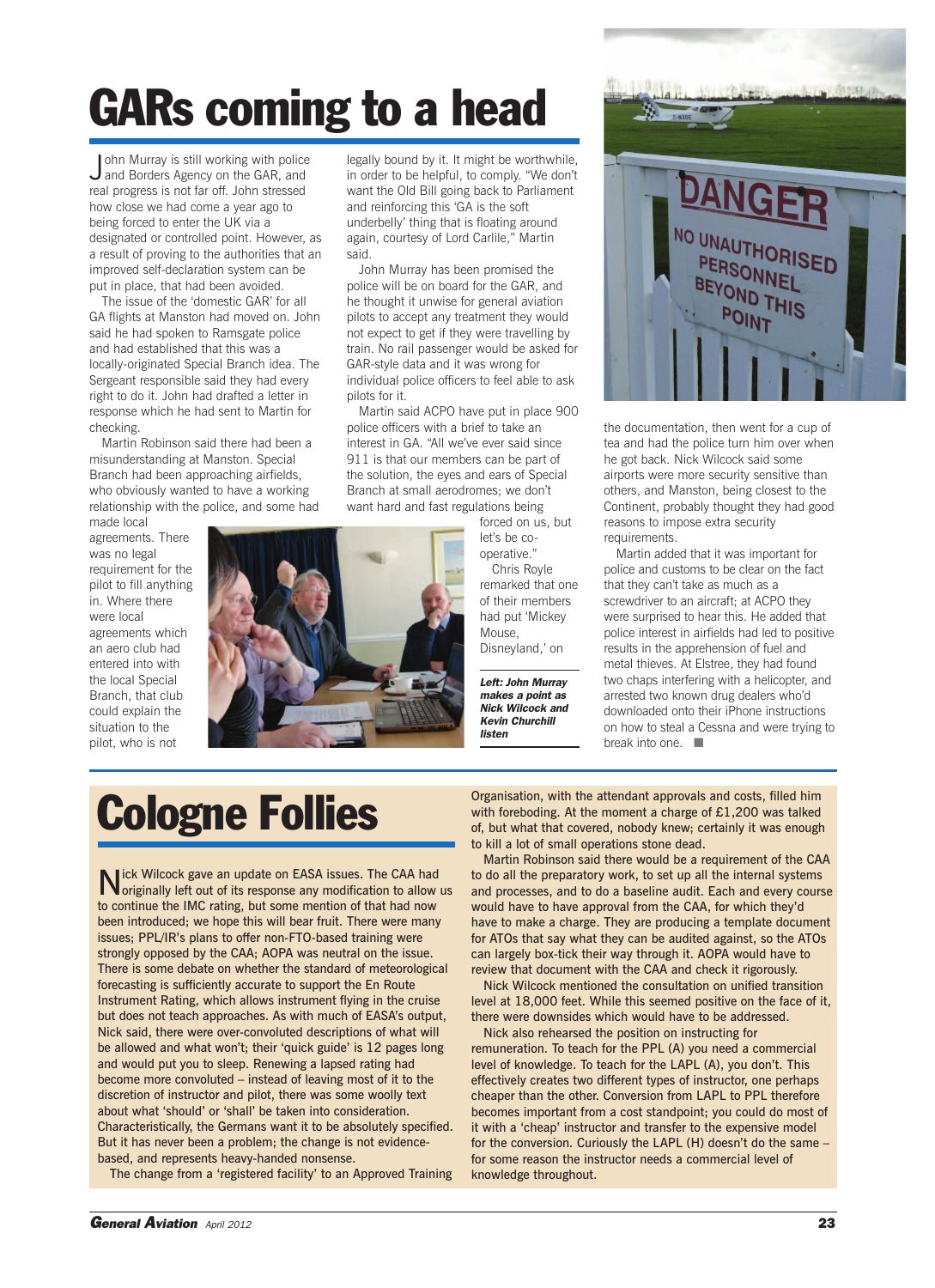# GARs coming to a head

John Murray is still working with police and Borders Agency on the GAR, and real progress is not far off. John stressed how close we had come a year ago to being forced to enter the UK via a designated or controlled point. However, as a result of proving to the authorities that an improved self-declaration system can be put in place, that had been avoided.

The issue of the 'domestic GAR' for all GA flights at Manston had moved on. John said he had spoken to Ramsgate police and had established that this was a locally-originated Special Branch idea. The Sergeant responsible said they had every right to do it. John had drafted a letter in response which he had sent to Martin for checking.

Martin Robinson said there had been a misunderstanding at Manston. Special Branch had been approaching airfields, who obviously wanted to have a working relationship with the police, and some had made local agreements. There was no legal requirement for the pilot to fill anything in. Where there were local agreements which an aero club had entered into with the local Special Branch, that club could explain the situation to the pilot, who is not legally bound by it. It might be worthwhile, in order to be helpful, to comply. "We don't want the Old Bill going back to Parliament and reinforcing this 'GA is the soft underbelly' thing that is floating around again, courtesy of Lord Carlile," Martin said.

John Murray has been promised the police will be on board for the GAR, and he thought it unwise for general aviation pilots to accept any treatment they would not expect to get if they were travelling by train. No rail passenger would be asked for GAR-style data and it was wrong for individual police officers to feel able to ask pilots for it.

Martin said ACPO have put in place 900 police officers with a brief to take an interest in GA. "All we've ever said since 911 is that our members can be part of the solution, the eyes and ears of Special Branch at small aerodromes; we don't want hard and fast regulations being forced on us, but let's be co-operative."

Chris Royle remarked that one of their members had put 'Mickey Mouse, Disneyland,' on the documentation, then went for a cup of tea and had the police turn him over when he got back. Nick Wilcock said some airports were more security sensitive than others, and Manston, being closest to the Continent, probably thought they had good reasons to impose extra security requirements.

Martin added that it was important for police and customs to be clear on the fact that they can't take as much as a screwdriver to an aircraft; at ACPO they were surprised to hear this. He added that police interest in airfields had led to positive results in the apprehension of fuel and metal thieves. At Elstree, they had found two chaps interfering with a helicopter, and arrested two known drug dealers who'd downloaded onto their iPhone instructions on how to steal a Cessna and were trying to break into one. ■

*Left: John Murray makes a point as Nick Wilcock and Kevin Churchill listen*

# Cologne Follies

Nick Wilcock gave an update on EASA issues. The CAA had originally left out of its response any modification to allow us to continue the IMC rating, but some mention of that had now been introduced; we hope this will bear fruit. There were many issues; PPL/IR's plans to offer non-FTO-based training were strongly opposed by the CAA; AOPA was neutral on the issue. There is some debate on whether the standard of meteorological forecasting is sufficiently accurate to support the En Route Instrument Rating, which allows instrument flying in the cruise but does not teach approaches. As with much of EASA's output, Nick said, there were over-convoluted descriptions of what will be allowed and what won't; their 'quick guide' is 12 pages long and would put you to sleep. Renewing a lapsed rating had become more convoluted – instead of leaving most of it to the discretion of instructor and pilot, there was some woolly text about what 'should' or 'shall' be taken into consideration. Characteristically, the Germans want it to be absolutely specified. But it has never been a problem; the change is not evidence-based, and represents heavy-handed nonsense.

The change from a 'registered facility' to an Approved Training Organisation, with the attendant approvals and costs, filled him with foreboding. At the moment a charge of £1,200 was talked of, but what that covered, nobody knew; certainly it was enough to kill a lot of small operations stone dead.

Martin Robinson said there would be a requirement of the CAA to do all the preparatory work, to set up all the internal systems and processes, and to do a baseline audit. Each and every course would have to have approval from the CAA, for which they'd have to have a charge. They are producing a template document for ATOs that say what they can be audited against, so the ATOs can largely box-tick their way through it. AOPA would have to review that document with the CAA and check it rigorously.

Nick Wilcock mentioned the consultation on unified transition level at 18,000 feet. While this seemed positive on the face of it, there were downsides which would have to be addressed.

Nick also rehearsed the position on instructing for remuneration. To teach for the PPL (A) you need a commercial level of knowledge. To teach for the LAPL (A), you don't. This effectively creates two different types of instructor, one perhaps cheaper than the other. Conversion from LAPL to PPL therefore becomes important from a cost standpoint; you could do most of it with a 'cheap' instructor and transfer to the expensive model for the conversion. Curiously the LAPL (H) doesn't do the same – for some reason the instructor needs a commercial level of knowledge throughout.